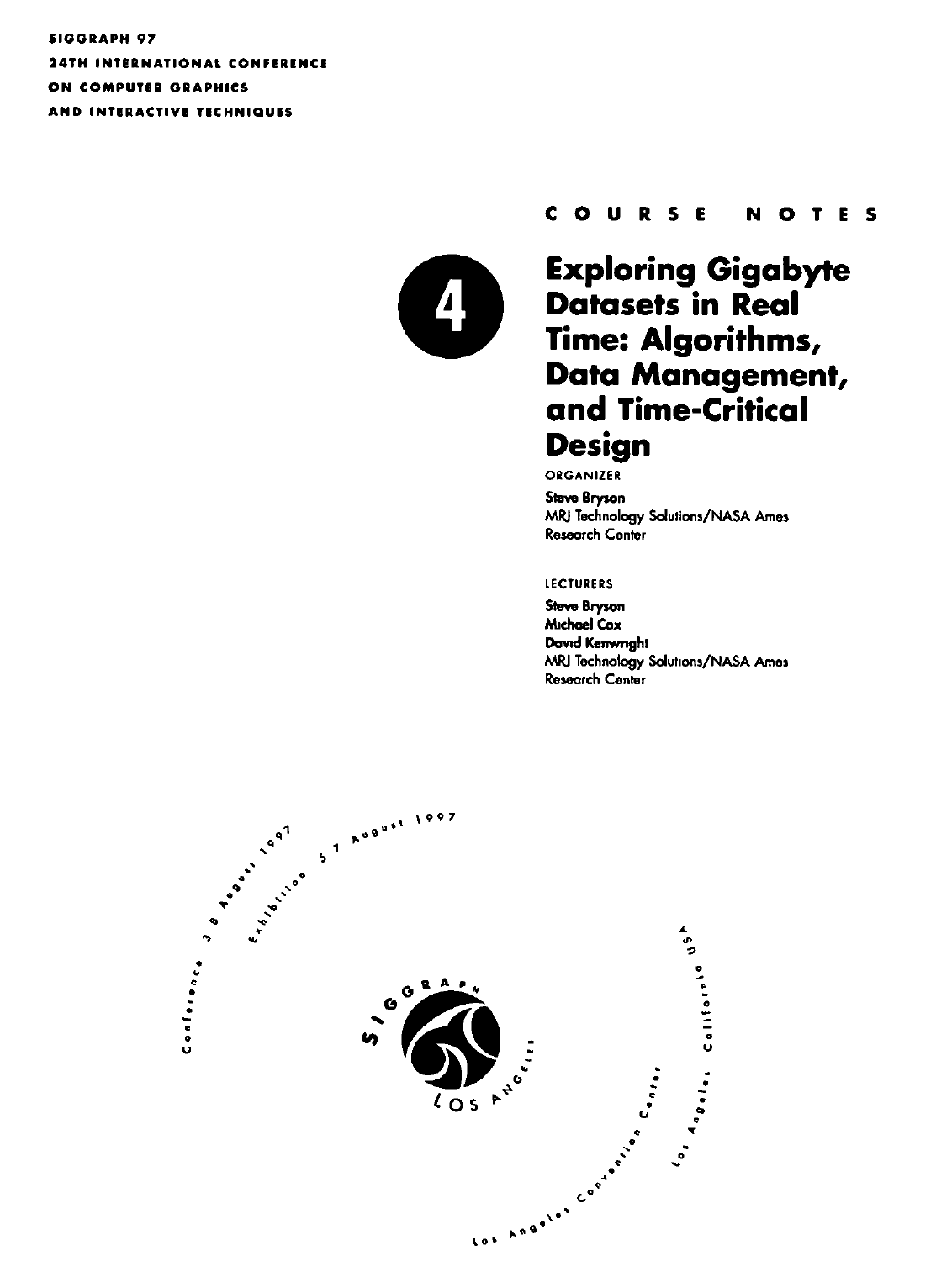SIGGRAPH 97

24TH INTERNATIONAL CONFERENCE

ON COMPUTER GRAPHICS

AND INTERACTIVE TECHNIQUES

COURSE NOTES

4

# Exploring Gigabyte Datasets in Real Time: Algorithms, Data Management, and Time-Critical Design

ORGANIZER

**Steve Bryson**
MRJ Technology Solutions/NASA Ames Research Center

LECTURERS

**Steve Bryson**
**Michael Cox**
**David Kenwright**
MRJ Technology Solutions/NASA Ames Research Center

Conference 3-8 August 1997

Exhibition 5-7 August 1997

SIGGRAPH Los Angeles

Los Angeles Convention Center

Los Angeles, California USA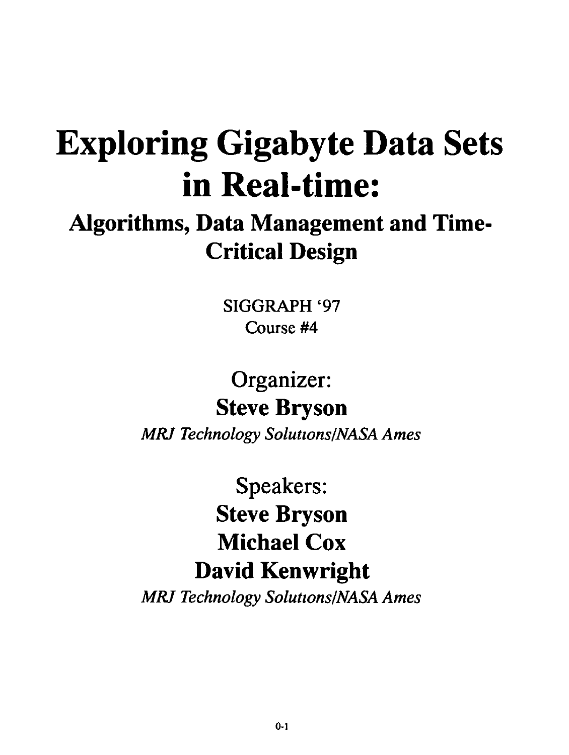# Exploring Gigabyte Data Sets in Real-time:

## Algorithms, Data Management and Time-Critical Design

SIGGRAPH '97

Course #4

Organizer:

**Steve Bryson**

*MRJ Technology Solutions/NASA Ames*

Speakers:

**Steve Bryson**

**Michael Cox**

**David Kenwright**

*MRJ Technology Solutions/NASA Ames*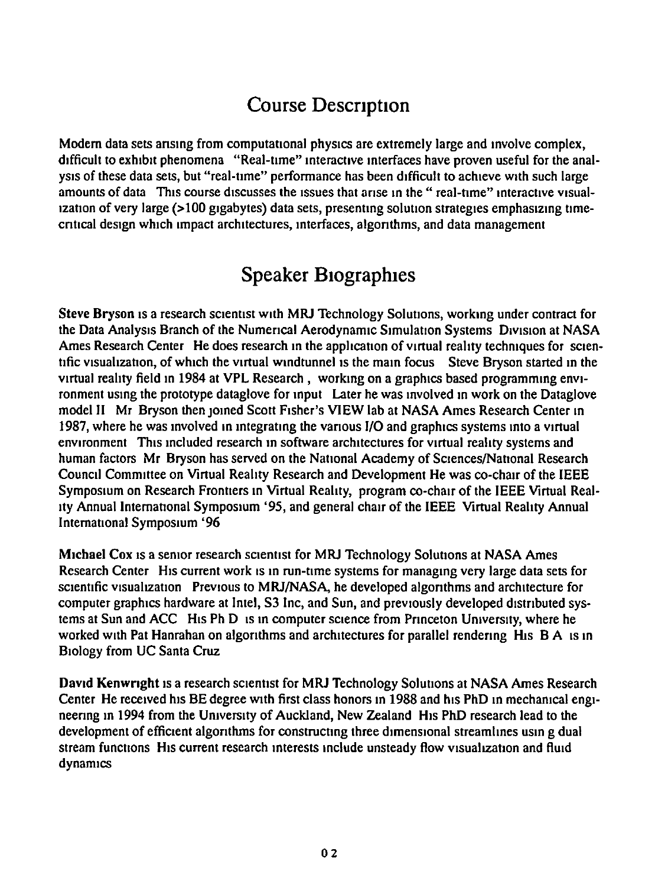## Course Description

Modern data sets arising from computational physics are extremely large and involve complex, difficult to exhibit phenomena "Real-time" interactive interfaces have proven useful for the analysis of these data sets, but "real-time" performance has been difficult to achieve with such large amounts of data This course discusses the issues that arise in the " real-time" interactive visualization of very large (>100 gigabytes) data sets, presenting solution strategies emphasizing time-critical design which impact architectures, interfaces, algorithms, and data management

## Speaker Biographies

**Steve Bryson** is a research scientist with MRJ Technology Solutions, working under contract for the Data Analysis Branch of the Numerical Aerodynamic Simulation Systems Division at NASA Ames Research Center He does research in the application of virtual reality techniques for scientific visualization, of which the virtual windtunnel is the main focus Steve Bryson started in the virtual reality field in 1984 at VPL Research , working on a graphics based programming environment using the prototype dataglove for input Later he was involved in work on the Dataglove model II Mr Bryson then joined Scott Fisher's VIEW lab at NASA Ames Research Center in 1987, where he was involved in integrating the various I/O and graphics systems into a virtual environment This included research in software architectures for virtual reality systems and human factors Mr Bryson has served on the National Academy of Sciences/National Research Council Committee on Virtual Reality Research and Development He was co-chair of the IEEE Symposium on Research Frontiers in Virtual Reality, program co-chair of the IEEE Virtual Reality Annual International Symposium '95, and general chair of the IEEE Virtual Reality Annual International Symposium '96

**Michael Cox** is a senior research scientist for MRJ Technology Solutions at NASA Ames Research Center His current work is in run-time systems for managing very large data sets for scientific visualization Previous to MRJ/NASA, he developed algorithms and architecture for computer graphics hardware at Intel, S3 Inc, and Sun, and previously developed distributed systems at Sun and ACC His Ph D is in computer science from Princeton University, where he worked with Pat Hanrahan on algorithms and architectures for parallel rendering His B A is in Biology from UC Santa Cruz

**David Kenwright** is a research scientist for MRJ Technology Solutions at NASA Ames Research Center He received his BE degree with first class honors in 1988 and his PhD in mechanical engineering in 1994 from the University of Auckland, New Zealand His PhD research lead to the development of efficient algorithms for constructing three dimensional streamlines usin g dual stream functions His current research interests include unsteady flow visualization and fluid dynamics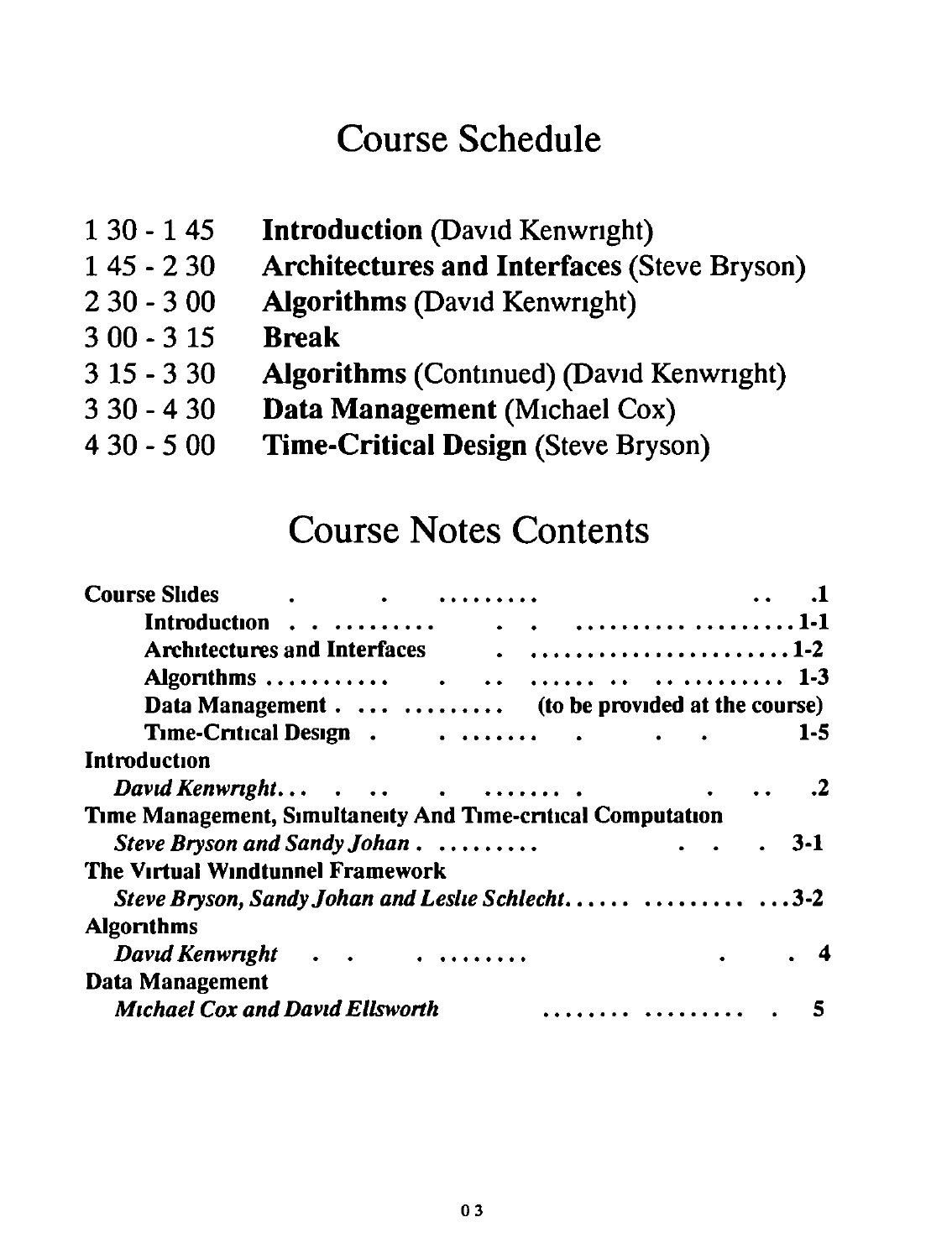# Course Schedule

| | |
|---|---|
| 1 30 - 1 45 | **Introduction** (David Kenwright) |
| 1 45 - 2 30 | **Architectures and Interfaces** (Steve Bryson) |
| 2 30 - 3 00 | **Algorithms** (David Kenwright) |
| 3 00 - 3 15 | **Break** |
| 3 15 - 3 30 | **Algorithms** (Continued) (David Kenwright) |
| 3 30 - 4 30 | **Data Management** (Michael Cox) |
| 4 30 - 5 00 | **Time-Critical Design** (Steve Bryson) |

# Course Notes Contents

**Course Slides** . . . . . . . . . . . . . . .1

- **Introduction** . . . . . . . . . . . . . . . . . . . . . . . . . . . . . . . .1-1
- **Architectures and Interfaces** . . . . . . . . . . . . . . . . . . . . . . . . .1-2
- **Algorithms** . . . . . . . . . . . . . . . . . . . . . . . . . . . . . . . 1-3
- **Data Management** . . . . . . . . . . . . . (to be provided at the course)
- **Time-Critical Design** . . . . . . . . . . . . . 1-5

**Introduction**

***David Kenwright*** . . . . . . . . . . . . . . .2

**Time Management, Simultaneity And Time-critical Computation**

***Steve Bryson and Sandy Johan*** . . . . . . . . . . . . 3-1

**The Virtual Windtunnel Framework**

***Steve Bryson, Sandy Johan and Leslie Schlecht*** . . . . . . . . . . . . . . . . . .3-2

**Algorithms**

***David Kenwright*** . . . . . . . . . . . . 4

**Data Management**

***Michael Cox and David Ellsworth*** . . . . . . . . . . . . . . . . . 5